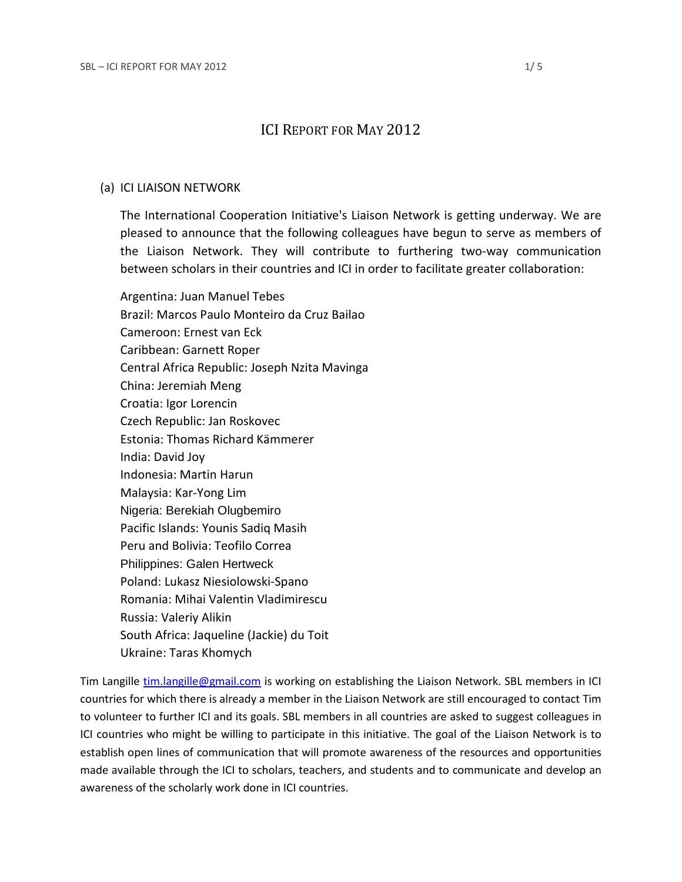# ICI Report for May 2012

(a) ICI LIAISON NETWORK

The International Cooperation Initiative's Liaison Network is getting underway. We are pleased to announce that the following colleagues have begun to serve as members of the Liaison Network. They will contribute to furthering two-way communication between scholars in their countries and ICI in order to facilitate greater collaboration:

Argentina: Juan Manuel Tebes
Brazil: Marcos Paulo Monteiro da Cruz Bailao
Cameroon: Ernest van Eck
Caribbean: Garnett Roper
Central Africa Republic: Joseph Nzita Mavinga
China: Jeremiah Meng
Croatia: Igor Lorencin
Czech Republic: Jan Roskovec
Estonia: Thomas Richard Kämmerer
India: David Joy
Indonesia: Martin Harun
Malaysia: Kar-Yong Lim
Nigeria: Berekiah Olugbemiro
Pacific Islands: Younis Sadiq Masih
Peru and Bolivia: Teofilo Correa
Philippines: Galen Hertweck
Poland: Lukasz Niesiolowski-Spano
Romania: Mihai Valentin Vladimirescu
Russia: Valeriy Alikin
South Africa: Jaqueline (Jackie) du Toit
Ukraine: Taras Khomych

Tim Langille tim.langille@gmail.com is working on establishing the Liaison Network. SBL members in ICI countries for which there is already a member in the Liaison Network are still encouraged to contact Tim to volunteer to further ICI and its goals. SBL members in all countries are asked to suggest colleagues in ICI countries who might be willing to participate in this initiative. The goal of the Liaison Network is to establish open lines of communication that will promote awareness of the resources and opportunities made available through the ICI to scholars, teachers, and students and to communicate and develop an awareness of the scholarly work done in ICI countries.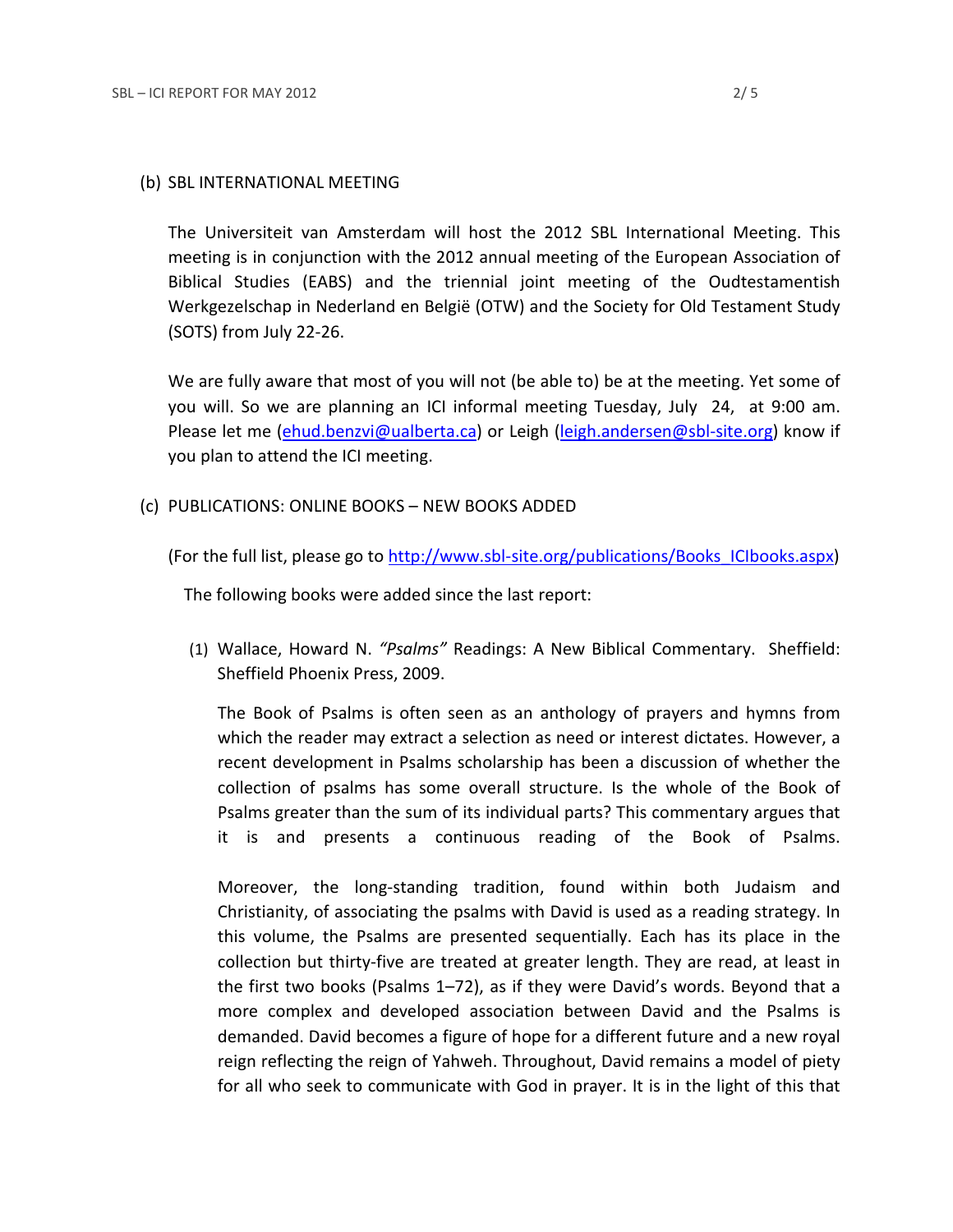## (b) SBL INTERNATIONAL MEETING

The Universiteit van Amsterdam will host the 2012 SBL International Meeting. This meeting is in conjunction with the 2012 annual meeting of the European Association of Biblical Studies (EABS) and the triennial joint meeting of the Oudtestamentish Werkgezelschap in Nederland en België (OTW) and the Society for Old Testament Study (SOTS) from July 22-26.

We are fully aware that most of you will not (be able to) be at the meeting. Yet some of you will. So we are planning an ICI informal meeting Tuesday, July 24, at 9:00 am. Please let me (ehud.benzvi@ualberta.ca) or Leigh (leigh.andersen@sbl-site.org) know if you plan to attend the ICI meeting.

## (c) PUBLICATIONS: ONLINE BOOKS – NEW BOOKS ADDED

(For the full list, please go to http://www.sbl-site.org/publications/Books_ICIbooks.aspx)

The following books were added since the last report:

(1) Wallace, Howard N. *"Psalms"* Readings: A New Biblical Commentary. Sheffield: Sheffield Phoenix Press, 2009.

The Book of Psalms is often seen as an anthology of prayers and hymns from which the reader may extract a selection as need or interest dictates. However, a recent development in Psalms scholarship has been a discussion of whether the collection of psalms has some overall structure. Is the whole of the Book of Psalms greater than the sum of its individual parts? This commentary argues that it is and presents a continuous reading of the Book of Psalms.

Moreover, the long-standing tradition, found within both Judaism and Christianity, of associating the psalms with David is used as a reading strategy. In this volume, the Psalms are presented sequentially. Each has its place in the collection but thirty-five are treated at greater length. They are read, at least in the first two books (Psalms 1–72), as if they were David's words. Beyond that a more complex and developed association between David and the Psalms is demanded. David becomes a figure of hope for a different future and a new royal reign reflecting the reign of Yahweh. Throughout, David remains a model of piety for all who seek to communicate with God in prayer. It is in the light of this that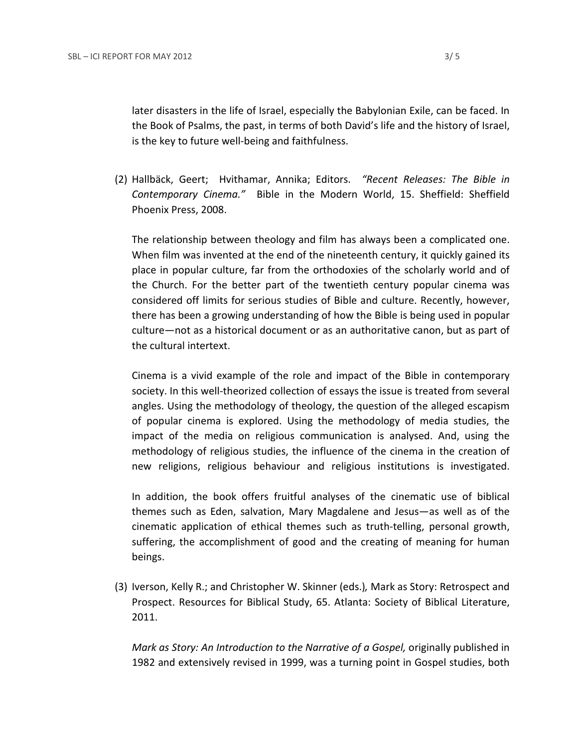later disasters in the life of Israel, especially the Babylonian Exile, can be faced. In the Book of Psalms, the past, in terms of both David's life and the history of Israel, is the key to future well-being and faithfulness.

(2) Hallbäck, Geert; Hvithamar, Annika; Editors. *"Recent Releases: The Bible in Contemporary Cinema."* Bible in the Modern World, 15. Sheffield: Sheffield Phoenix Press, 2008.

The relationship between theology and film has always been a complicated one. When film was invented at the end of the nineteenth century, it quickly gained its place in popular culture, far from the orthodoxies of the scholarly world and of the Church. For the better part of the twentieth century popular cinema was considered off limits for serious studies of Bible and culture. Recently, however, there has been a growing understanding of how the Bible is being used in popular culture—not as a historical document or as an authoritative canon, but as part of the cultural intertext.

Cinema is a vivid example of the role and impact of the Bible in contemporary society. In this well-theorized collection of essays the issue is treated from several angles. Using the methodology of theology, the question of the alleged escapism of popular cinema is explored. Using the methodology of media studies, the impact of the media on religious communication is analysed. And, using the methodology of religious studies, the influence of the cinema in the creation of new religions, religious behaviour and religious institutions is investigated.

In addition, the book offers fruitful analyses of the cinematic use of biblical themes such as Eden, salvation, Mary Magdalene and Jesus—as well as of the cinematic application of ethical themes such as truth-telling, personal growth, suffering, the accomplishment of good and the creating of meaning for human beings.

(3) Iverson, Kelly R.; and Christopher W. Skinner (eds.), Mark as Story: Retrospect and Prospect. Resources for Biblical Study, 65. Atlanta: Society of Biblical Literature, 2011.

*Mark as Story: An Introduction to the Narrative of a Gospel,* originally published in 1982 and extensively revised in 1999, was a turning point in Gospel studies, both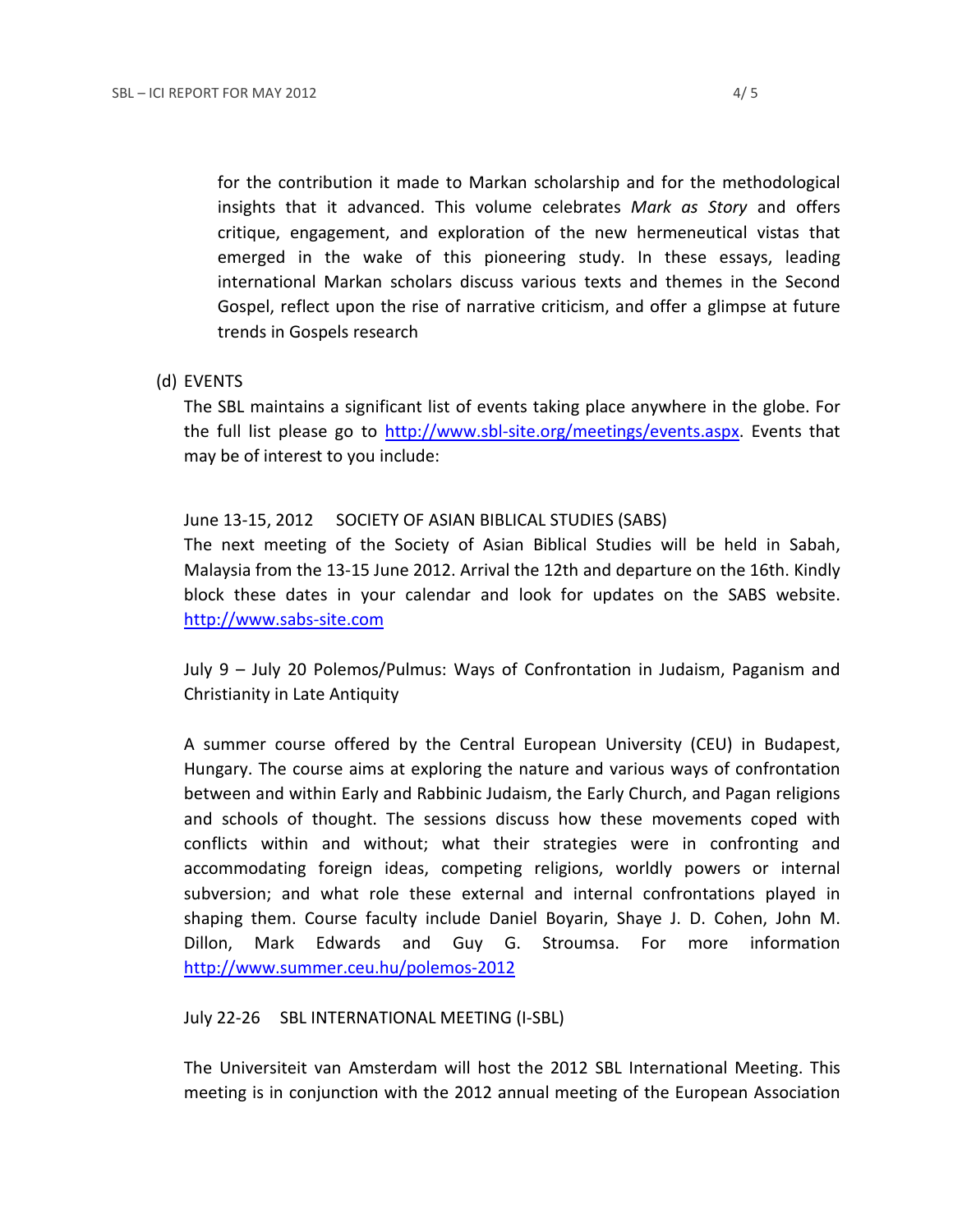for the contribution it made to Markan scholarship and for the methodological insights that it advanced. This volume celebrates *Mark as Story* and offers critique, engagement, and exploration of the new hermeneutical vistas that emerged in the wake of this pioneering study. In these essays, leading international Markan scholars discuss various texts and themes in the Second Gospel, reflect upon the rise of narrative criticism, and offer a glimpse at future trends in Gospels research

(d) EVENTS

The SBL maintains a significant list of events taking place anywhere in the globe. For the full list please go to http://www.sbl-site.org/meetings/events.aspx. Events that may be of interest to you include:

June 13-15, 2012 SOCIETY OF ASIAN BIBLICAL STUDIES (SABS)

The next meeting of the Society of Asian Biblical Studies will be held in Sabah, Malaysia from the 13-15 June 2012. Arrival the 12th and departure on the 16th. Kindly block these dates in your calendar and look for updates on the SABS website. http://www.sabs-site.com

July 9 – July 20 Polemos/Pulmus: Ways of Confrontation in Judaism, Paganism and Christianity in Late Antiquity

A summer course offered by the Central European University (CEU) in Budapest, Hungary. The course aims at exploring the nature and various ways of confrontation between and within Early and Rabbinic Judaism, the Early Church, and Pagan religions and schools of thought. The sessions discuss how these movements coped with conflicts within and without; what their strategies were in confronting and accommodating foreign ideas, competing religions, worldly powers or internal subversion; and what role these external and internal confrontations played in shaping them. Course faculty include Daniel Boyarin, Shaye J. D. Cohen, John M. Dillon, Mark Edwards and Guy G. Stroumsa. For more information http://www.summer.ceu.hu/polemos-2012

July 22-26 SBL INTERNATIONAL MEETING (I-SBL)

The Universiteit van Amsterdam will host the 2012 SBL International Meeting. This meeting is in conjunction with the 2012 annual meeting of the European Association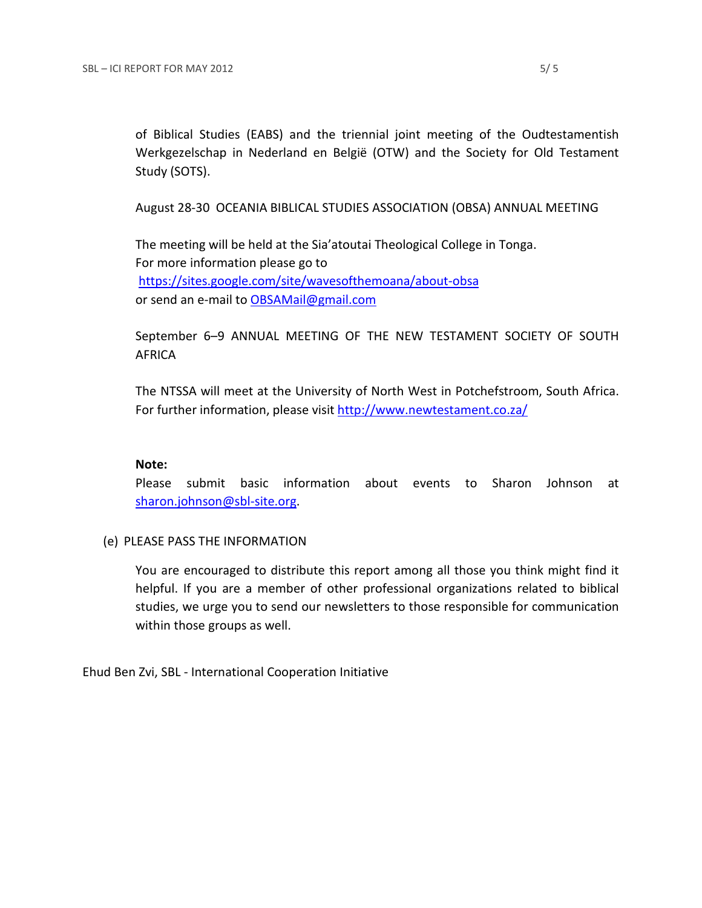of Biblical Studies (EABS) and the triennial joint meeting of the Oudtestamentish Werkgezelschap in Nederland en België (OTW) and the Society for Old Testament Study (SOTS).

August 28-30 OCEANIA BIBLICAL STUDIES ASSOCIATION (OBSA) ANNUAL MEETING

The meeting will be held at the Sia'atoutai Theological College in Tonga.
For more information please go to
https://sites.google.com/site/wavesofthemoana/about-obsa
or send an e-mail to OBSAMail@gmail.com

September 6–9 ANNUAL MEETING OF THE NEW TESTAMENT SOCIETY OF SOUTH AFRICA

The NTSSA will meet at the University of North West in Potchefstroom, South Africa. For further information, please visit http://www.newtestament.co.za/

**Note:**
Please submit basic information about events to Sharon Johnson at sharon.johnson@sbl-site.org.

(e) PLEASE PASS THE INFORMATION

You are encouraged to distribute this report among all those you think might find it helpful. If you are a member of other professional organizations related to biblical studies, we urge you to send our newsletters to those responsible for communication within those groups as well.

Ehud Ben Zvi, SBL - International Cooperation Initiative